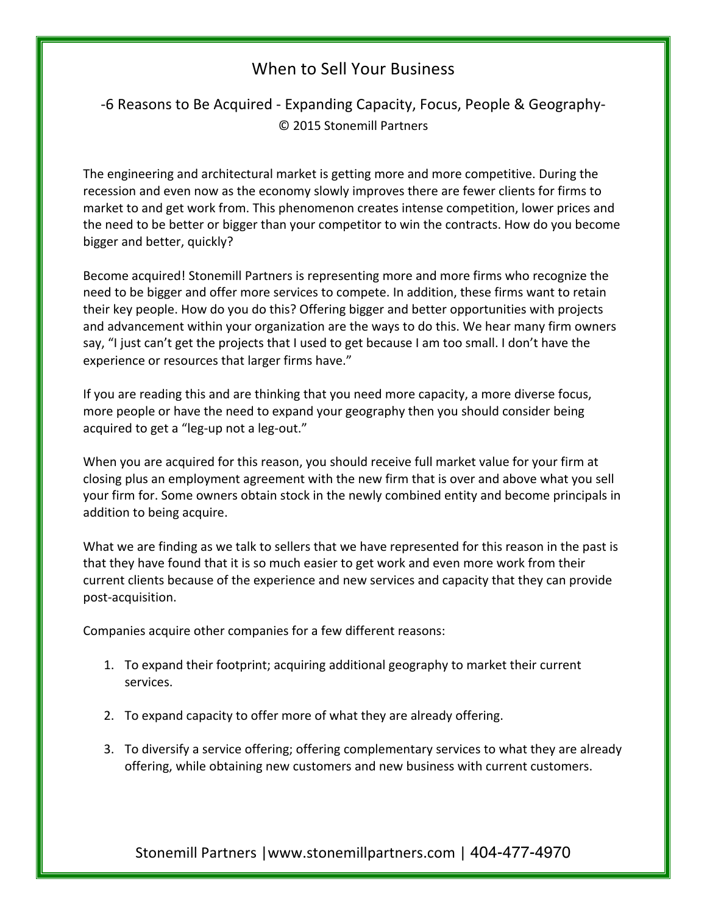# When to Sell Your Business

## -6 Reasons to Be Acquired - Expanding Capacity, Focus, People & Geography-

© 2015 Stonemill Partners

The engineering and architectural market is getting more and more competitive. During the recession and even now as the economy slowly improves there are fewer clients for firms to market to and get work from. This phenomenon creates intense competition, lower prices and the need to be better or bigger than your competitor to win the contracts. How do you become bigger and better, quickly?

Become acquired! Stonemill Partners is representing more and more firms who recognize the need to be bigger and offer more services to compete. In addition, these firms want to retain their key people. How do you do this? Offering bigger and better opportunities with projects and advancement within your organization are the ways to do this. We hear many firm owners say, "I just can't get the projects that I used to get because I am too small. I don't have the experience or resources that larger firms have."

If you are reading this and are thinking that you need more capacity, a more diverse focus, more people or have the need to expand your geography then you should consider being acquired to get a "leg-up not a leg-out."

When you are acquired for this reason, you should receive full market value for your firm at closing plus an employment agreement with the new firm that is over and above what you sell your firm for. Some owners obtain stock in the newly combined entity and become principals in addition to being acquire.

What we are finding as we talk to sellers that we have represented for this reason in the past is that they have found that it is so much easier to get work and even more work from their current clients because of the experience and new services and capacity that they can provide post-acquisition.

Companies acquire other companies for a few different reasons:

1. To expand their footprint; acquiring additional geography to market their current services.

2. To expand capacity to offer more of what they are already offering.

3. To diversify a service offering; offering complementary services to what they are already offering, while obtaining new customers and new business with current customers.

Stonemill Partners |www.stonemillpartners.com | 404-477-4970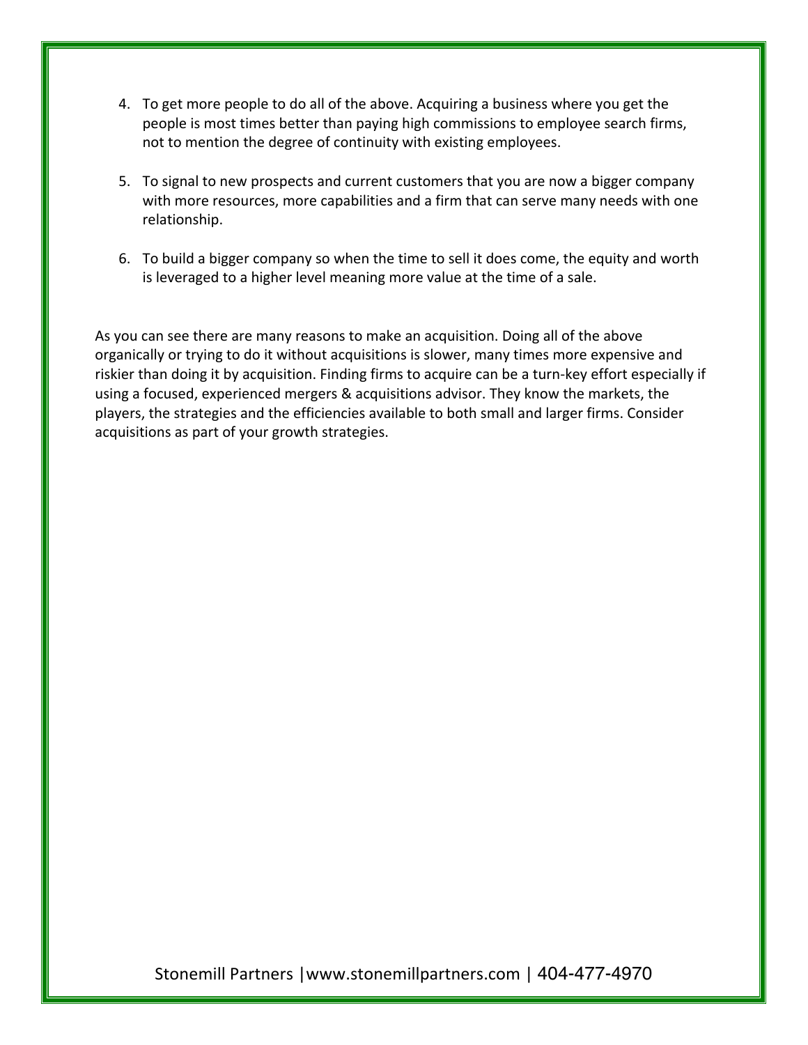4. To get more people to do all of the above. Acquiring a business where you get the people is most times better than paying high commissions to employee search firms, not to mention the degree of continuity with existing employees.

5. To signal to new prospects and current customers that you are now a bigger company with more resources, more capabilities and a firm that can serve many needs with one relationship.

6. To build a bigger company so when the time to sell it does come, the equity and worth is leveraged to a higher level meaning more value at the time of a sale.

As you can see there are many reasons to make an acquisition. Doing all of the above organically or trying to do it without acquisitions is slower, many times more expensive and riskier than doing it by acquisition. Finding firms to acquire can be a turn-key effort especially if using a focused, experienced mergers & acquisitions advisor. They know the markets, the players, the strategies and the efficiencies available to both small and larger firms. Consider acquisitions as part of your growth strategies.